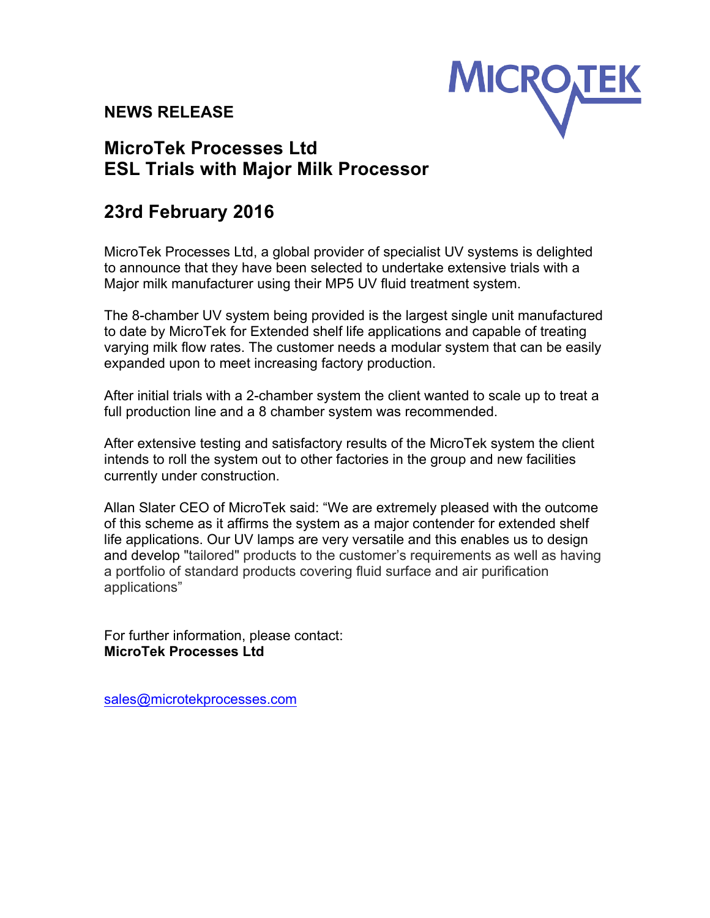**NEWS RELEASE**

# MicroTek Processes Ltd
# ESL Trials with Major Milk Processor

## 23rd February 2016

MicroTek Processes Ltd, a global provider of specialist UV systems is delighted to announce that they have been selected to undertake extensive trials with a Major milk manufacturer using their MP5 UV fluid treatment system.

The 8-chamber UV system being provided is the largest single unit manufactured to date by MicroTek for Extended shelf life applications and capable of treating varying milk flow rates. The customer needs a modular system that can be easily expanded upon to meet increasing factory production.

After initial trials with a 2-chamber system the client wanted to scale up to treat a full production line and a 8 chamber system was recommended.

After extensive testing and satisfactory results of the MicroTek system the client intends to roll the system out to other factories in the group and new facilities currently under construction.

Allan Slater CEO of MicroTek said: "We are extremely pleased with the outcome of this scheme as it affirms the system as a major contender for extended shelf life applications. Our UV lamps are very versatile and this enables us to design and develop "tailored" products to the customer's requirements as well as having a portfolio of standard products covering fluid surface and air purification applications"

For further information, please contact:
**MicroTek Processes Ltd**

sales@microtekprocesses.com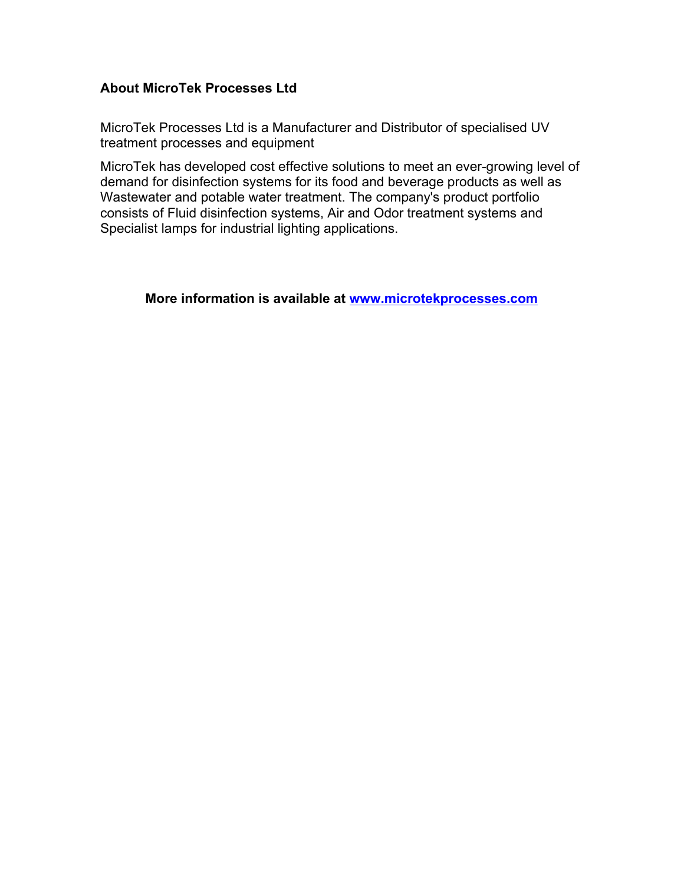**About MicroTek Processes Ltd**

MicroTek Processes Ltd is a Manufacturer and Distributor of specialised UV treatment processes and equipment

MicroTek has developed cost effective solutions to meet an ever-growing level of demand for disinfection systems for its food and beverage products as well as Wastewater and potable water treatment. The company's product portfolio consists of Fluid disinfection systems, Air and Odor treatment systems and Specialist lamps for industrial lighting applications.

**More information is available at [www.microtekprocesses.com](http://www.microtekprocesses.com)**